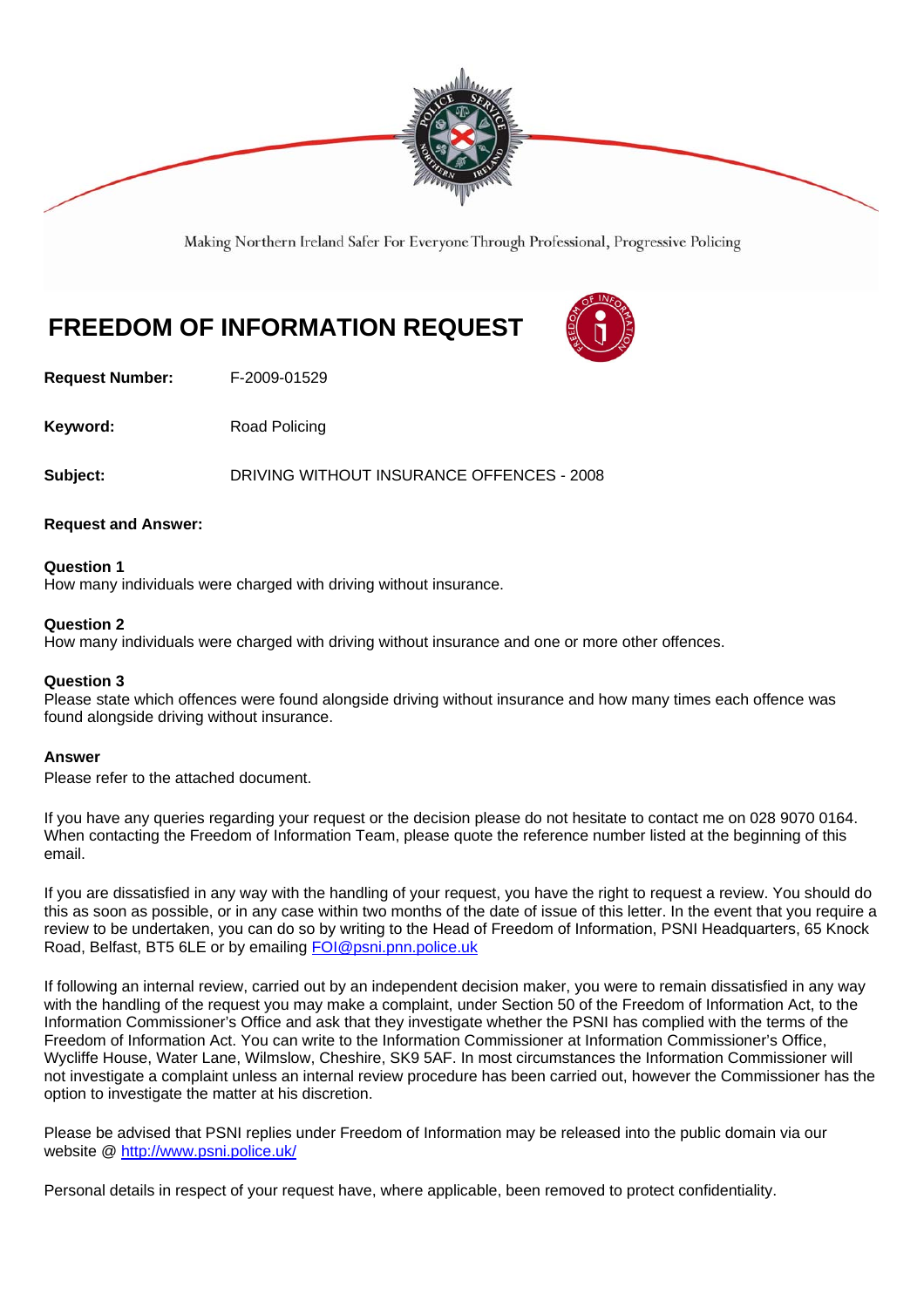Making Northern Ireland Safer For Everyone Through Professional, Progressive Policing

# FREEDOM OF INFORMATION REQUEST

**Request Number:** F-2009-01529

**Keyword:** Road Policing

**Subject:** DRIVING WITHOUT INSURANCE OFFENCES - 2008

**Request and Answer:**

**Question 1**
How many individuals were charged with driving without insurance.

**Question 2**
How many individuals were charged with driving without insurance and one or more other offences.

**Question 3**
Please state which offences were found alongside driving without insurance and how many times each offence was found alongside driving without insurance.

**Answer**
Please refer to the attached document.

If you have any queries regarding your request or the decision please do not hesitate to contact me on 028 9070 0164. When contacting the Freedom of Information Team, please quote the reference number listed at the beginning of this email.

If you are dissatisfied in any way with the handling of your request, you have the right to request a review. You should do this as soon as possible, or in any case within two months of the date of issue of this letter. In the event that you require a review to be undertaken, you can do so by writing to the Head of Freedom of Information, PSNI Headquarters, 65 Knock Road, Belfast, BT5 6LE or by emailing FOI@psni.pnn.police.uk

If following an internal review, carried out by an independent decision maker, you were to remain dissatisfied in any way with the handling of the request you may make a complaint, under Section 50 of the Freedom of Information Act, to the Information Commissioner's Office and ask that they investigate whether the PSNI has complied with the terms of the Freedom of Information Act. You can write to the Information Commissioner at Information Commissioner's Office, Wycliffe House, Water Lane, Wilmslow, Cheshire, SK9 5AF. In most circumstances the Information Commissioner will not investigate a complaint unless an internal review procedure has been carried out, however the Commissioner has the option to investigate the matter at his discretion.

Please be advised that PSNI replies under Freedom of Information may be released into the public domain via our website @ http://www.psni.police.uk/

Personal details in respect of your request have, where applicable, been removed to protect confidentiality.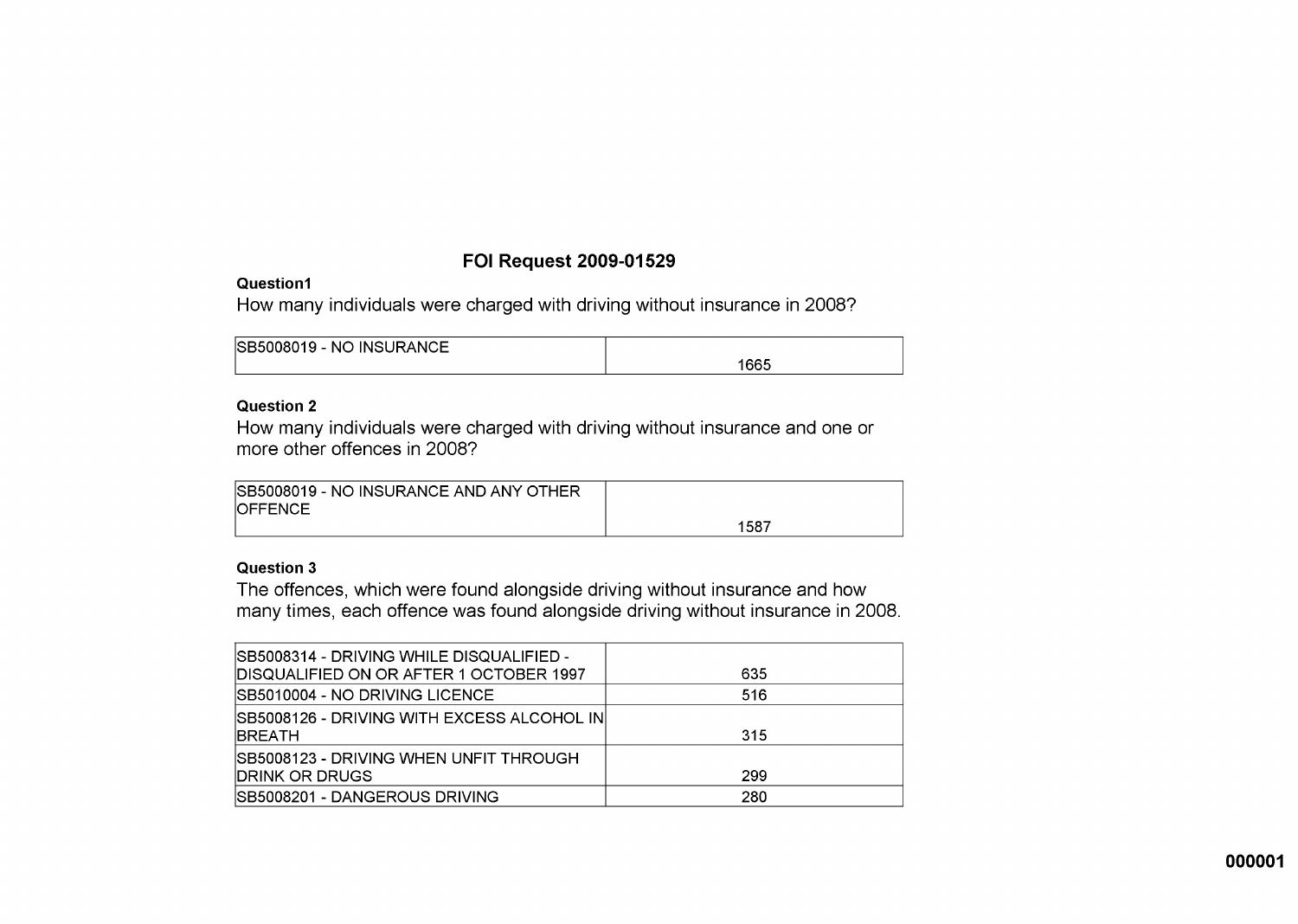# FOI Request 2009-01529

**Question1**

How many individuals were charged with driving without insurance in 2008?

| | |
|---|---|
| SB5008019 - NO INSURANCE | 1665 |

**Question 2**

How many individuals were charged with driving without insurance and one or more other offences in 2008?

| | |
|---|---|
| SB5008019 - NO INSURANCE AND ANY OTHER OFFENCE | 1587 |

**Question 3**

The offences, which were found alongside driving without insurance and how many times, each offence was found alongside driving without insurance in 2008.

| | |
|---|---|
| SB5008314 - DRIVING WHILE DISQUALIFIED - DISQUALIFIED ON OR AFTER 1 OCTOBER 1997 | 635 |
| SB5010004 - NO DRIVING LICENCE | 516 |
| SB5008126 - DRIVING WITH EXCESS ALCOHOL IN BREATH | 315 |
| SB5008123 - DRIVING WHEN UNFIT THROUGH DRINK OR DRUGS | 299 |
| SB5008201 - DANGEROUS DRIVING | 280 |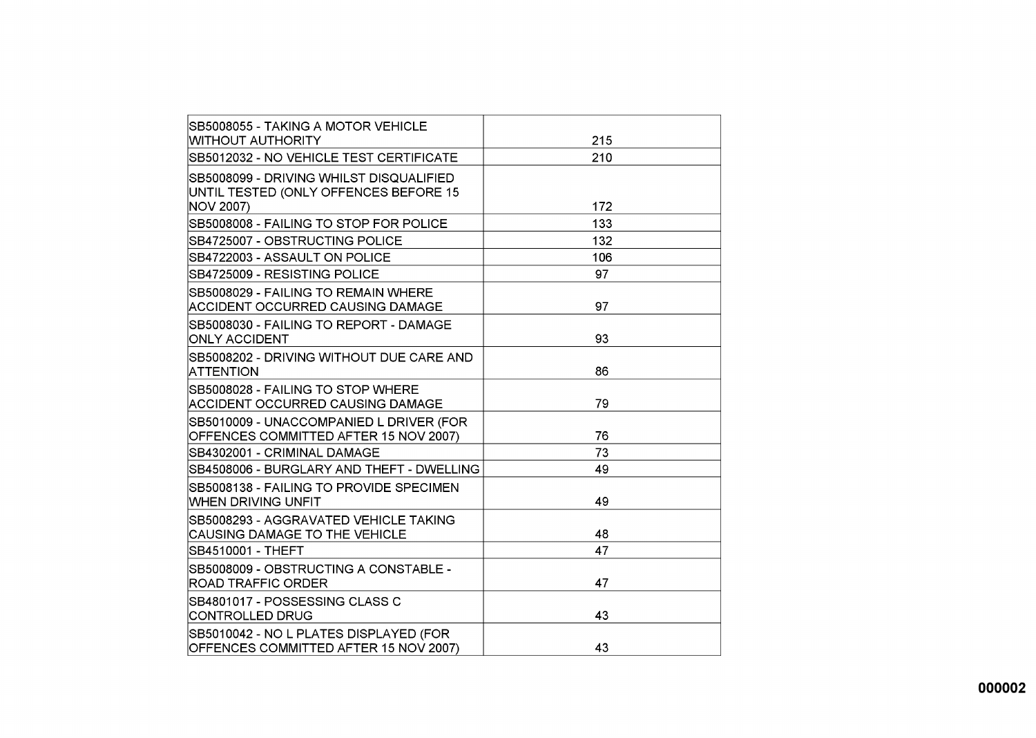| | |
|---|---|
| SB5008055 - TAKING A MOTOR VEHICLE WITHOUT AUTHORITY | 215 |
| SB5012032 - NO VEHICLE TEST CERTIFICATE | 210 |
| SB5008099 - DRIVING WHILST DISQUALIFIED UNTIL TESTED (ONLY OFFENCES BEFORE 15 NOV 2007) | 172 |
| SB5008008 - FAILING TO STOP FOR POLICE | 133 |
| SB4725007 - OBSTRUCTING POLICE | 132 |
| SB4722003 - ASSAULT ON POLICE | 106 |
| SB4725009 - RESISTING POLICE | 97 |
| SB5008029 - FAILING TO REMAIN WHERE ACCIDENT OCCURRED CAUSING DAMAGE | 97 |
| SB5008030 - FAILING TO REPORT - DAMAGE ONLY ACCIDENT | 93 |
| SB5008202 - DRIVING WITHOUT DUE CARE AND ATTENTION | 86 |
| SB5008028 - FAILING TO STOP WHERE ACCIDENT OCCURRED CAUSING DAMAGE | 79 |
| SB5010009 - UNACCOMPANIED L DRIVER (FOR OFFENCES COMMITTED AFTER 15 NOV 2007) | 76 |
| SB4302001 - CRIMINAL DAMAGE | 73 |
| SB4508006 - BURGLARY AND THEFT - DWELLING | 49 |
| SB5008138 - FAILING TO PROVIDE SPECIMEN WHEN DRIVING UNFIT | 49 |
| SB5008293 - AGGRAVATED VEHICLE TAKING CAUSING DAMAGE TO THE VEHICLE | 48 |
| SB4510001 - THEFT | 47 |
| SB5008009 - OBSTRUCTING A CONSTABLE - ROAD TRAFFIC ORDER | 47 |
| SB4801017 - POSSESSING CLASS C CONTROLLED DRUG | 43 |
| SB5010042 - NO L PLATES DISPLAYED (FOR OFFENCES COMMITTED AFTER 15 NOV 2007) | 43 |

000002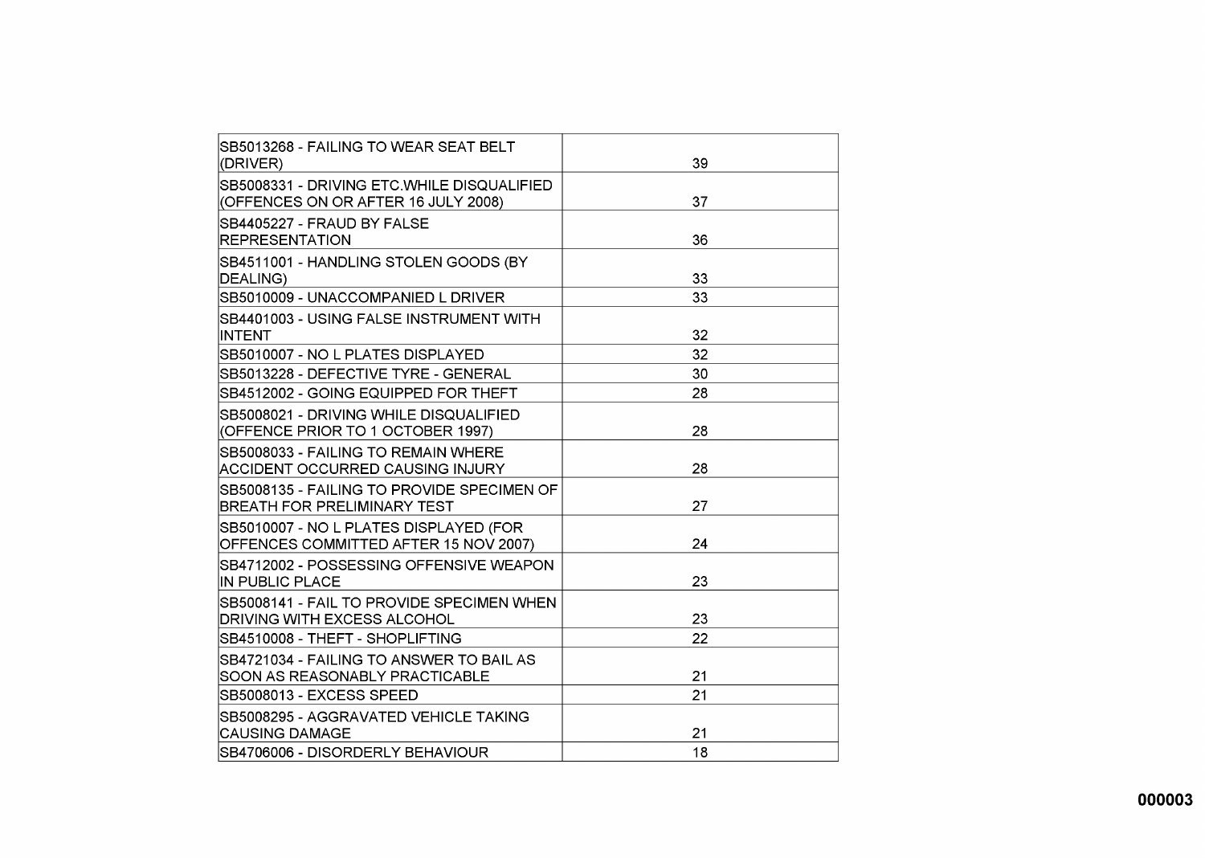| | |
|---|---|
| SB5013268 - FAILING TO WEAR SEAT BELT (DRIVER) | 39 |
| SB5008331 - DRIVING ETC.WHILE DISQUALIFIED (OFFENCES ON OR AFTER 16 JULY 2008) | 37 |
| SB4405227 - FRAUD BY FALSE REPRESENTATION | 36 |
| SB4511001 - HANDLING STOLEN GOODS (BY DEALING) | 33 |
| SB5010009 - UNACCOMPANIED L DRIVER | 33 |
| SB4401003 - USING FALSE INSTRUMENT WITH INTENT | 32 |
| SB5010007 - NO L PLATES DISPLAYED | 32 |
| SB5013228 - DEFECTIVE TYRE - GENERAL | 30 |
| SB4512002 - GOING EQUIPPED FOR THEFT | 28 |
| SB5008021 - DRIVING WHILE DISQUALIFIED (OFFENCE PRIOR TO 1 OCTOBER 1997) | 28 |
| SB5008033 - FAILING TO REMAIN WHERE ACCIDENT OCCURRED CAUSING INJURY | 28 |
| SB5008135 - FAILING TO PROVIDE SPECIMEN OF BREATH FOR PRELIMINARY TEST | 27 |
| SB5010007 - NO L PLATES DISPLAYED (FOR OFFENCES COMMITTED AFTER 15 NOV 2007) | 24 |
| SB4712002 - POSSESSING OFFENSIVE WEAPON IN PUBLIC PLACE | 23 |
| SB5008141 - FAIL TO PROVIDE SPECIMEN WHEN DRIVING WITH EXCESS ALCOHOL | 23 |
| SB4510008 - THEFT - SHOPLIFTING | 22 |
| SB4721034 - FAILING TO ANSWER TO BAIL AS SOON AS REASONABLY PRACTICABLE | 21 |
| SB5008013 - EXCESS SPEED | 21 |
| SB5008295 - AGGRAVATED VEHICLE TAKING CAUSING DAMAGE | 21 |
| SB4706006 - DISORDERLY BEHAVIOUR | 18 |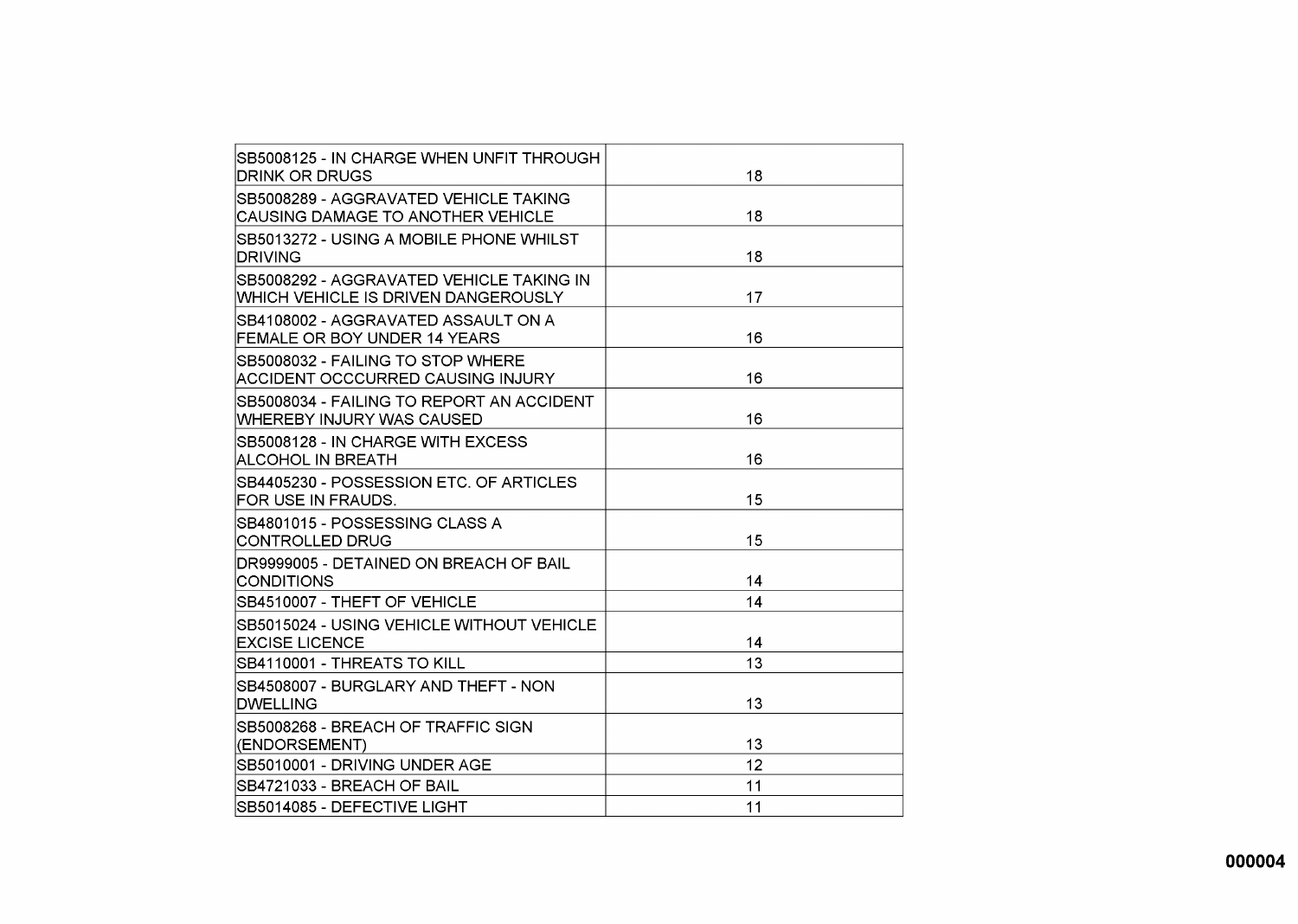| | |
|---|---|
| SB5008125 - IN CHARGE WHEN UNFIT THROUGH DRINK OR DRUGS | 18 |
| SB5008289 - AGGRAVATED VEHICLE TAKING CAUSING DAMAGE TO ANOTHER VEHICLE | 18 |
| SB5013272 - USING A MOBILE PHONE WHILST DRIVING | 18 |
| SB5008292 - AGGRAVATED VEHICLE TAKING IN WHICH VEHICLE IS DRIVEN DANGEROUSLY | 17 |
| SB4108002 - AGGRAVATED ASSAULT ON A FEMALE OR BOY UNDER 14 YEARS | 16 |
| SB5008032 - FAILING TO STOP WHERE ACCIDENT OCCCURRED CAUSING INJURY | 16 |
| SB5008034 - FAILING TO REPORT AN ACCIDENT WHEREBY INJURY WAS CAUSED | 16 |
| SB5008128 - IN CHARGE WITH EXCESS ALCOHOL IN BREATH | 16 |
| SB4405230 - POSSESSION ETC. OF ARTICLES FOR USE IN FRAUDS. | 15 |
| SB4801015 - POSSESSING CLASS A CONTROLLED DRUG | 15 |
| DR9999005 - DETAINED ON BREACH OF BAIL CONDITIONS | 14 |
| SB4510007 - THEFT OF VEHICLE | 14 |
| SB5015024 - USING VEHICLE WITHOUT VEHICLE EXCISE LICENCE | 14 |
| SB4110001 - THREATS TO KILL | 13 |
| SB4508007 - BURGLARY AND THEFT - NON DWELLING | 13 |
| SB5008268 - BREACH OF TRAFFIC SIGN (ENDORSEMENT) | 13 |
| SB5010001 - DRIVING UNDER AGE | 12 |
| SB4721033 - BREACH OF BAIL | 11 |
| SB5014085 - DEFECTIVE LIGHT | 11 |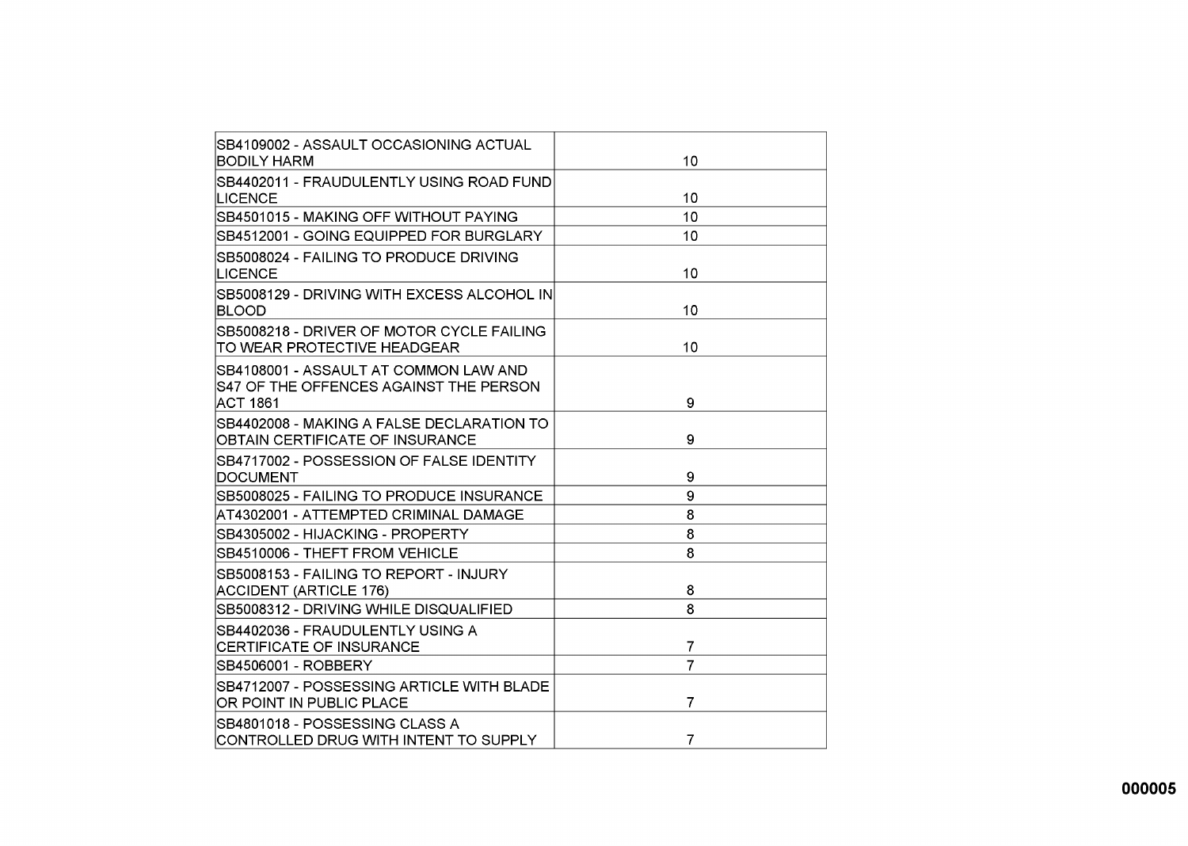| | |
|---|---|
| SB4109002 - ASSAULT OCCASIONING ACTUAL BODILY HARM | 10 |
| SB4402011 - FRAUDULENTLY USING ROAD FUND LICENCE | 10 |
| SB4501015 - MAKING OFF WITHOUT PAYING | 10 |
| SB4512001 - GOING EQUIPPED FOR BURGLARY | 10 |
| SB5008024 - FAILING TO PRODUCE DRIVING LICENCE | 10 |
| SB5008129 - DRIVING WITH EXCESS ALCOHOL IN BLOOD | 10 |
| SB5008218 - DRIVER OF MOTOR CYCLE FAILING TO WEAR PROTECTIVE HEADGEAR | 10 |
| SB4108001 - ASSAULT AT COMMON LAW AND S47 OF THE OFFENCES AGAINST THE PERSON ACT 1861 | 9 |
| SB4402008 - MAKING A FALSE DECLARATION TO OBTAIN CERTIFICATE OF INSURANCE | 9 |
| SB4717002 - POSSESSION OF FALSE IDENTITY DOCUMENT | 9 |
| SB5008025 - FAILING TO PRODUCE INSURANCE | 9 |
| AT4302001 - ATTEMPTED CRIMINAL DAMAGE | 8 |
| SB4305002 - HIJACKING - PROPERTY | 8 |
| SB4510006 - THEFT FROM VEHICLE | 8 |
| SB5008153 - FAILING TO REPORT - INJURY ACCIDENT (ARTICLE 176) | 8 |
| SB5008312 - DRIVING WHILE DISQUALIFIED | 8 |
| SB4402036 - FRAUDULENTLY USING A CERTIFICATE OF INSURANCE | 7 |
| SB4506001 - ROBBERY | 7 |
| SB4712007 - POSSESSING ARTICLE WITH BLADE OR POINT IN PUBLIC PLACE | 7 |
| SB4801018 - POSSESSING CLASS A CONTROLLED DRUG WITH INTENT TO SUPPLY | 7 |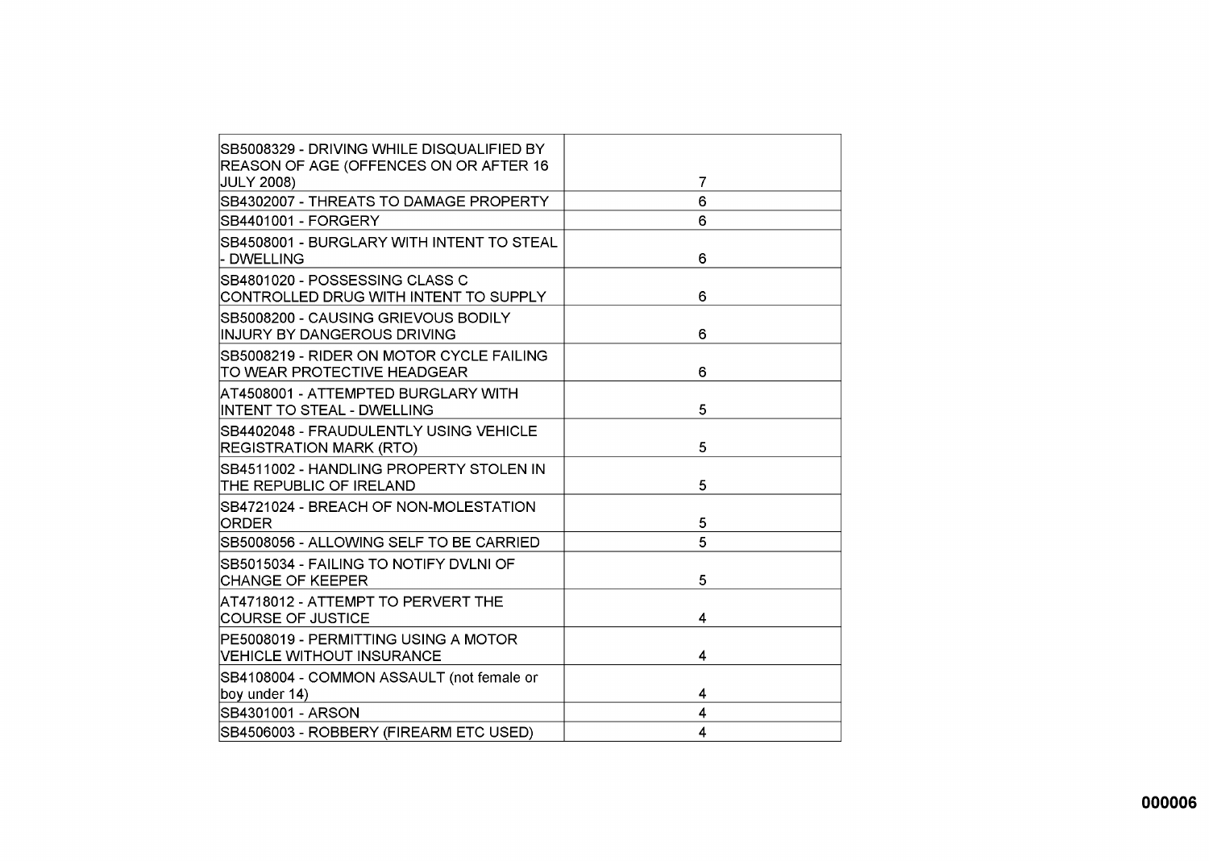| | |
|---|---|
| SB5008329 - DRIVING WHILE DISQUALIFIED BY REASON OF AGE (OFFENCES ON OR AFTER 16 JULY 2008) | 7 |
| SB4302007 - THREATS TO DAMAGE PROPERTY | 6 |
| SB4401001 - FORGERY | 6 |
| SB4508001 - BURGLARY WITH INTENT TO STEAL - DWELLING | 6 |
| SB4801020 - POSSESSING CLASS C CONTROLLED DRUG WITH INTENT TO SUPPLY | 6 |
| SB5008200 - CAUSING GRIEVOUS BODILY INJURY BY DANGEROUS DRIVING | 6 |
| SB5008219 - RIDER ON MOTOR CYCLE FAILING TO WEAR PROTECTIVE HEADGEAR | 6 |
| AT4508001 - ATTEMPTED BURGLARY WITH INTENT TO STEAL - DWELLING | 5 |
| SB4402048 - FRAUDULENTLY USING VEHICLE REGISTRATION MARK (RTO) | 5 |
| SB4511002 - HANDLING PROPERTY STOLEN IN THE REPUBLIC OF IRELAND | 5 |
| SB4721024 - BREACH OF NON-MOLESTATION ORDER | 5 |
| SB5008056 - ALLOWING SELF TO BE CARRIED | 5 |
| SB5015034 - FAILING TO NOTIFY DVLNI OF CHANGE OF KEEPER | 5 |
| AT4718012 - ATTEMPT TO PERVERT THE COURSE OF JUSTICE | 4 |
| PE5008019 - PERMITTING USING A MOTOR VEHICLE WITHOUT INSURANCE | 4 |
| SB4108004 - COMMON ASSAULT (not female or boy under 14) | 4 |
| SB4301001 - ARSON | 4 |
| SB4506003 - ROBBERY (FIREARM ETC USED) | 4 |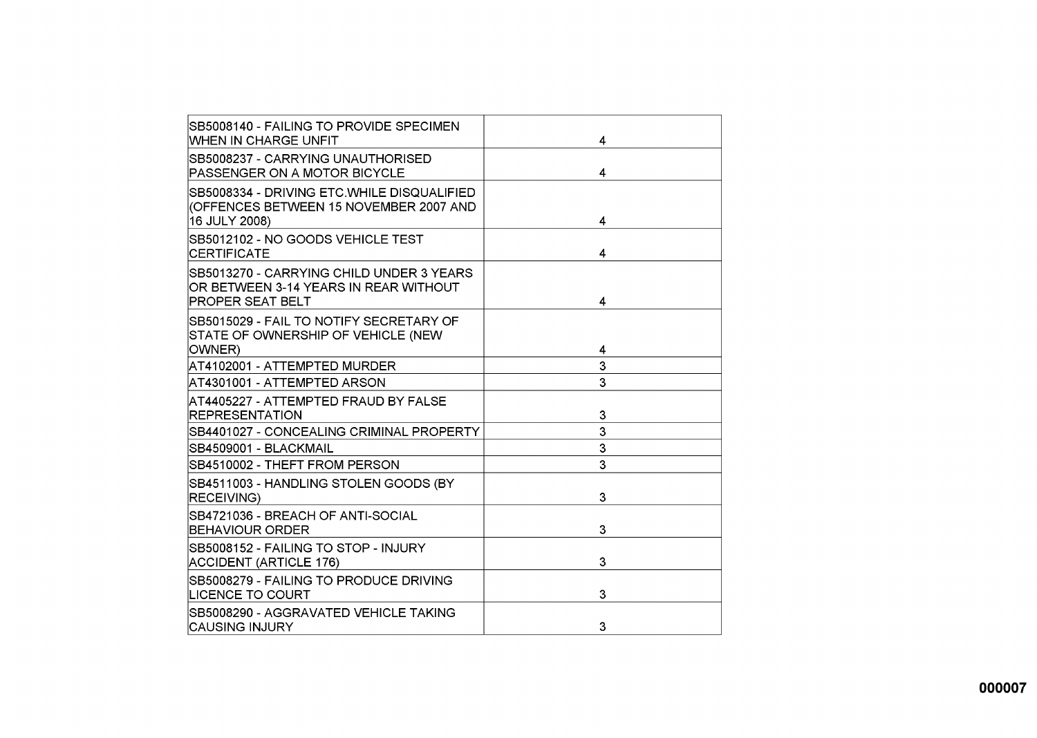| | |
|---|---|
| SB5008140 - FAILING TO PROVIDE SPECIMEN WHEN IN CHARGE UNFIT | 4 |
| SB5008237 - CARRYING UNAUTHORISED PASSENGER ON A MOTOR BICYCLE | 4 |
| SB5008334 - DRIVING ETC.WHILE DISQUALIFIED (OFFENCES BETWEEN 15 NOVEMBER 2007 AND 16 JULY 2008) | 4 |
| SB5012102 - NO GOODS VEHICLE TEST CERTIFICATE | 4 |
| SB5013270 - CARRYING CHILD UNDER 3 YEARS OR BETWEEN 3-14 YEARS IN REAR WITHOUT PROPER SEAT BELT | 4 |
| SB5015029 - FAIL TO NOTIFY SECRETARY OF STATE OF OWNERSHIP OF VEHICLE (NEW OWNER) | 4 |
| AT4102001 - ATTEMPTED MURDER | 3 |
| AT4301001 - ATTEMPTED ARSON | 3 |
| AT4405227 - ATTEMPTED FRAUD BY FALSE REPRESENTATION | 3 |
| SB4401027 - CONCEALING CRIMINAL PROPERTY | 3 |
| SB4509001 - BLACKMAIL | 3 |
| SB4510002 - THEFT FROM PERSON | 3 |
| SB4511003 - HANDLING STOLEN GOODS (BY RECEIVING) | 3 |
| SB4721036 - BREACH OF ANTI-SOCIAL BEHAVIOUR ORDER | 3 |
| SB5008152 - FAILING TO STOP - INJURY ACCIDENT (ARTICLE 176) | 3 |
| SB5008279 - FAILING TO PRODUCE DRIVING LICENCE TO COURT | 3 |
| SB5008290 - AGGRAVATED VEHICLE TAKING CAUSING INJURY | 3 |

000007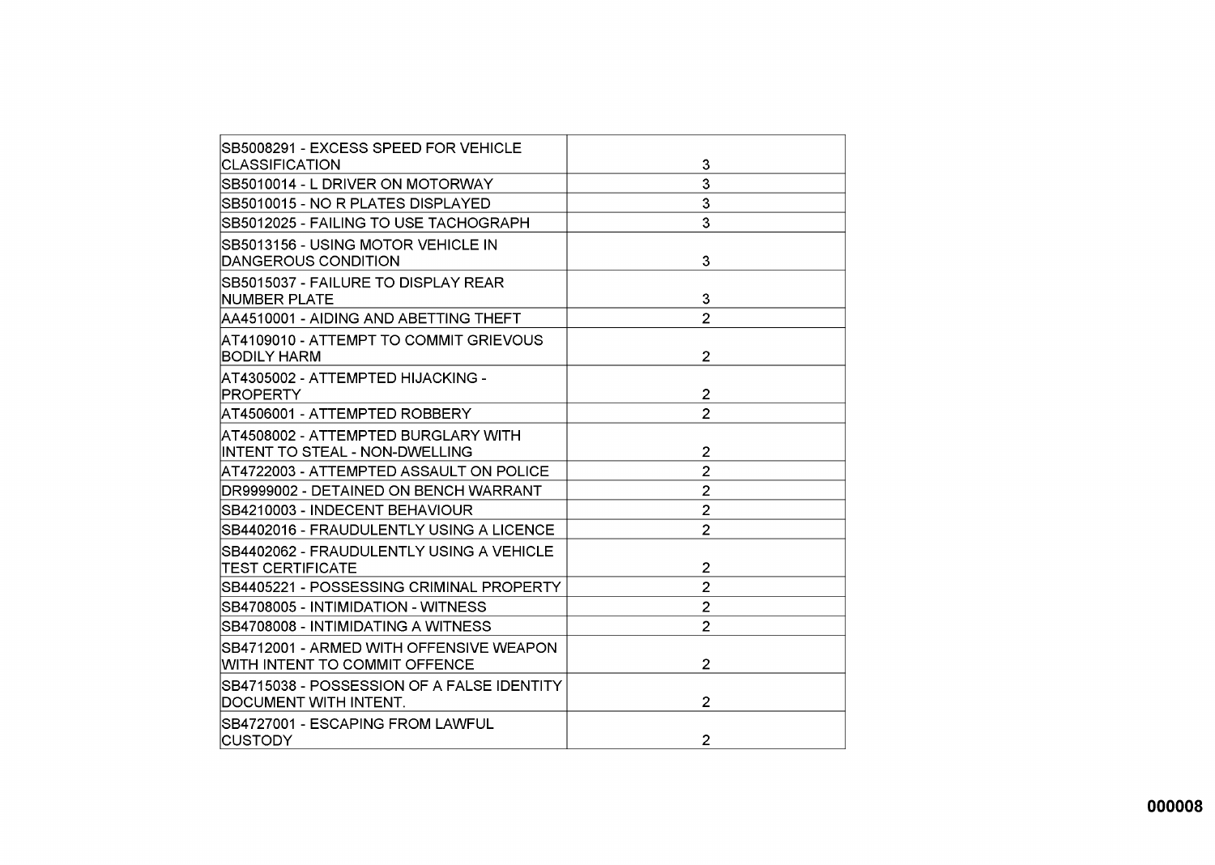| | |
|---|---|
| SB5008291 - EXCESS SPEED FOR VEHICLE CLASSIFICATION | 3 |
| SB5010014 - L DRIVER ON MOTORWAY | 3 |
| SB5010015 - NO R PLATES DISPLAYED | 3 |
| SB5012025 - FAILING TO USE TACHOGRAPH | 3 |
| SB5013156 - USING MOTOR VEHICLE IN DANGEROUS CONDITION | 3 |
| SB5015037 - FAILURE TO DISPLAY REAR NUMBER PLATE | 3 |
| AA4510001 - AIDING AND ABETTING THEFT | 2 |
| AT4109010 - ATTEMPT TO COMMIT GRIEVOUS BODILY HARM | 2 |
| AT4305002 - ATTEMPTED HIJACKING - PROPERTY | 2 |
| AT4506001 - ATTEMPTED ROBBERY | 2 |
| AT4508002 - ATTEMPTED BURGLARY WITH INTENT TO STEAL - NON-DWELLING | 2 |
| AT4722003 - ATTEMPTED ASSAULT ON POLICE | 2 |
| DR9999002 - DETAINED ON BENCH WARRANT | 2 |
| SB4210003 - INDECENT BEHAVIOUR | 2 |
| SB4402016 - FRAUDULENTLY USING A LICENCE | 2 |
| SB4402062 - FRAUDULENTLY USING A VEHICLE TEST CERTIFICATE | 2 |
| SB4405221 - POSSESSING CRIMINAL PROPERTY | 2 |
| SB4708005 - INTIMIDATION - WITNESS | 2 |
| SB4708008 - INTIMIDATING A WITNESS | 2 |
| SB4712001 - ARMED WITH OFFENSIVE WEAPON WITH INTENT TO COMMIT OFFENCE | 2 |
| SB4715038 - POSSESSION OF A FALSE IDENTITY DOCUMENT WITH INTENT. | 2 |
| SB4727001 - ESCAPING FROM LAWFUL CUSTODY | 2 |

000008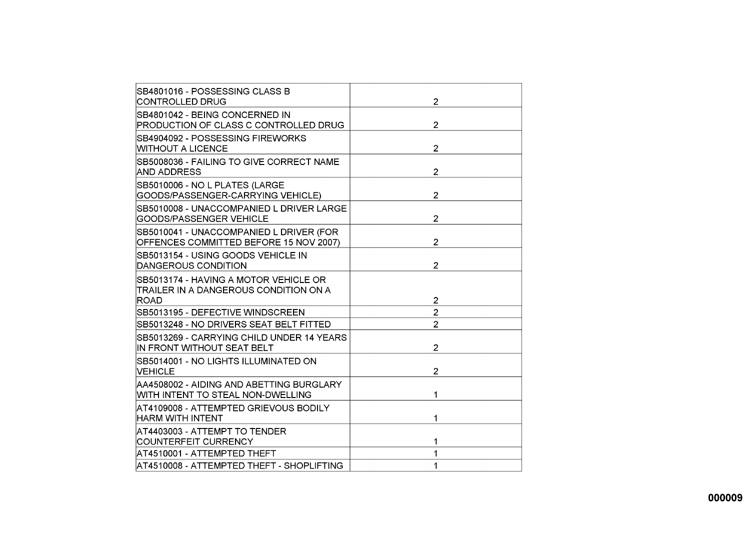| | |
|---|---|
| SB4801016 - POSSESSING CLASS B CONTROLLED DRUG | 2 |
| SB4801042 - BEING CONCERNED IN PRODUCTION OF CLASS C CONTROLLED DRUG | 2 |
| SB4904092 - POSSESSING FIREWORKS WITHOUT A LICENCE | 2 |
| SB5008036 - FAILING TO GIVE CORRECT NAME AND ADDRESS | 2 |
| SB5010006 - NO L PLATES (LARGE GOODS/PASSENGER-CARRYING VEHICLE) | 2 |
| SB5010008 - UNACCOMPANIED L DRIVER LARGE GOODS/PASSENGER VEHICLE | 2 |
| SB5010041 - UNACCOMPANIED L DRIVER (FOR OFFENCES COMMITTED BEFORE 15 NOV 2007) | 2 |
| SB5013154 - USING GOODS VEHICLE IN DANGEROUS CONDITION | 2 |
| SB5013174 - HAVING A MOTOR VEHICLE OR TRAILER IN A DANGEROUS CONDITION ON A ROAD | 2 |
| SB5013195 - DEFECTIVE WINDSCREEN | 2 |
| SB5013248 - NO DRIVERS SEAT BELT FITTED | 2 |
| SB5013269 - CARRYING CHILD UNDER 14 YEARS IN FRONT WITHOUT SEAT BELT | 2 |
| SB5014001 - NO LIGHTS ILLUMINATED ON VEHICLE | 2 |
| AA4508002 - AIDING AND ABETTING BURGLARY WITH INTENT TO STEAL NON-DWELLING | 1 |
| AT4109008 - ATTEMPTED GRIEVOUS BODILY HARM WITH INTENT | 1 |
| AT4403003 - ATTEMPT TO TENDER COUNTERFEIT CURRENCY | 1 |
| AT4510001 - ATTEMPTED THEFT | 1 |
| AT4510008 - ATTEMPTED THEFT - SHOPLIFTING | 1 |

000009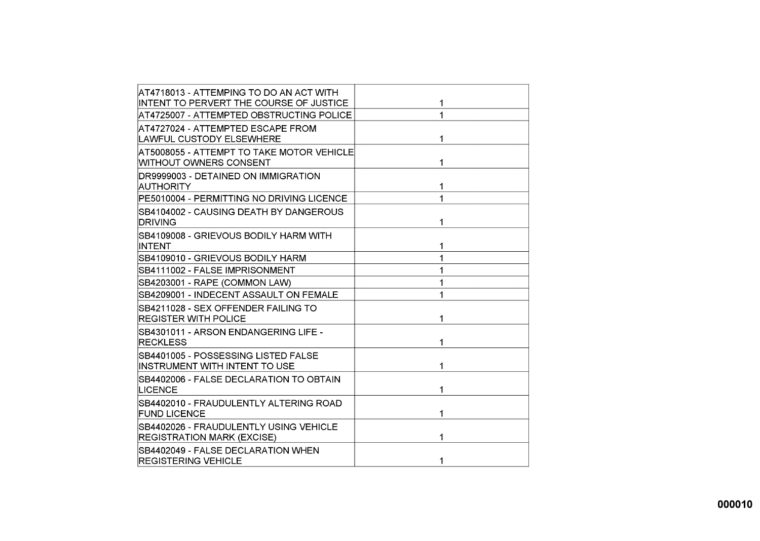| | |
|---|---|
| AT4718013 - ATTEMPING TO DO AN ACT WITH INTENT TO PERVERT THE COURSE OF JUSTICE | 1 |
| AT4725007 - ATTEMPTED OBSTRUCTING POLICE | 1 |
| AT4727024 - ATTEMPTED ESCAPE FROM LAWFUL CUSTODY ELSEWHERE | 1 |
| AT5008055 - ATTEMPT TO TAKE MOTOR VEHICLE WITHOUT OWNERS CONSENT | 1 |
| DR9999003 - DETAINED ON IMMIGRATION AUTHORITY | 1 |
| PE5010004 - PERMITTING NO DRIVING LICENCE | 1 |
| SB4104002 - CAUSING DEATH BY DANGEROUS DRIVING | 1 |
| SB4109008 - GRIEVOUS BODILY HARM WITH INTENT | 1 |
| SB4109010 - GRIEVOUS BODILY HARM | 1 |
| SB4111002 - FALSE IMPRISONMENT | 1 |
| SB4203001 - RAPE (COMMON LAW) | 1 |
| SB4209001 - INDECENT ASSAULT ON FEMALE | 1 |
| SB4211028 - SEX OFFENDER FAILING TO REGISTER WITH POLICE | 1 |
| SB4301011 - ARSON ENDANGERING LIFE - RECKLESS | 1 |
| SB4401005 - POSSESSING LISTED FALSE INSTRUMENT WITH INTENT TO USE | 1 |
| SB4402006 - FALSE DECLARATION TO OBTAIN LICENCE | 1 |
| SB4402010 - FRAUDULENTLY ALTERING ROAD FUND LICENCE | 1 |
| SB4402026 - FRAUDULENTLY USING VEHICLE REGISTRATION MARK (EXCISE) | 1 |
| SB4402049 - FALSE DECLARATION WHEN REGISTERING VEHICLE | 1 |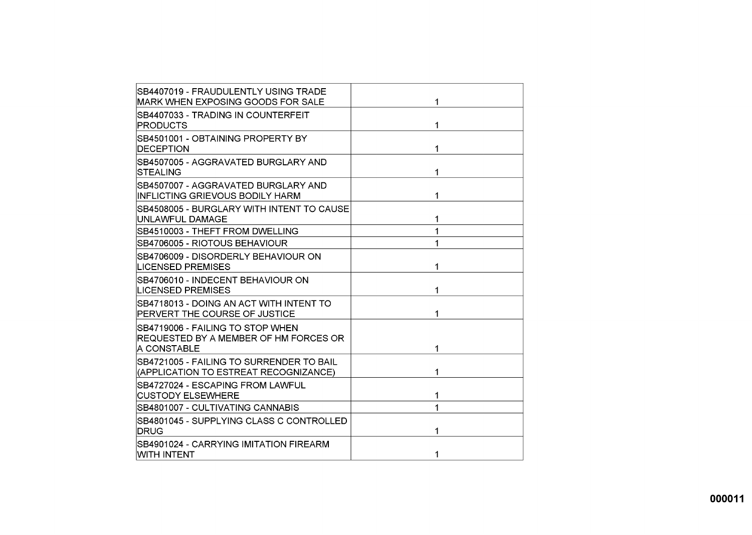| | |
|---|---|
| SB4407019 - FRAUDULENTLY USING TRADE MARK WHEN EXPOSING GOODS FOR SALE | 1 |
| SB4407033 - TRADING IN COUNTERFEIT PRODUCTS | 1 |
| SB4501001 - OBTAINING PROPERTY BY DECEPTION | 1 |
| SB4507005 - AGGRAVATED BURGLARY AND STEALING | 1 |
| SB4507007 - AGGRAVATED BURGLARY AND INFLICTING GRIEVOUS BODILY HARM | 1 |
| SB4508005 - BURGLARY WITH INTENT TO CAUSE UNLAWFUL DAMAGE | 1 |
| SB4510003 - THEFT FROM DWELLING | 1 |
| SB4706005 - RIOTOUS BEHAVIOUR | 1 |
| SB4706009 - DISORDERLY BEHAVIOUR ON LICENSED PREMISES | 1 |
| SB4706010 - INDECENT BEHAVIOUR ON LICENSED PREMISES | 1 |
| SB4718013 - DOING AN ACT WITH INTENT TO PERVERT THE COURSE OF JUSTICE | 1 |
| SB4719006 - FAILING TO STOP WHEN REQUESTED BY A MEMBER OF HM FORCES OR A CONSTABLE | 1 |
| SB4721005 - FAILING TO SURRENDER TO BAIL (APPLICATION TO ESTREAT RECOGNIZANCE) | 1 |
| SB4727024 - ESCAPING FROM LAWFUL CUSTODY ELSEWHERE | 1 |
| SB4801007 - CULTIVATING CANNABIS | 1 |
| SB4801045 - SUPPLYING CLASS C CONTROLLED DRUG | 1 |
| SB4901024 - CARRYING IMITATION FIREARM WITH INTENT | 1 |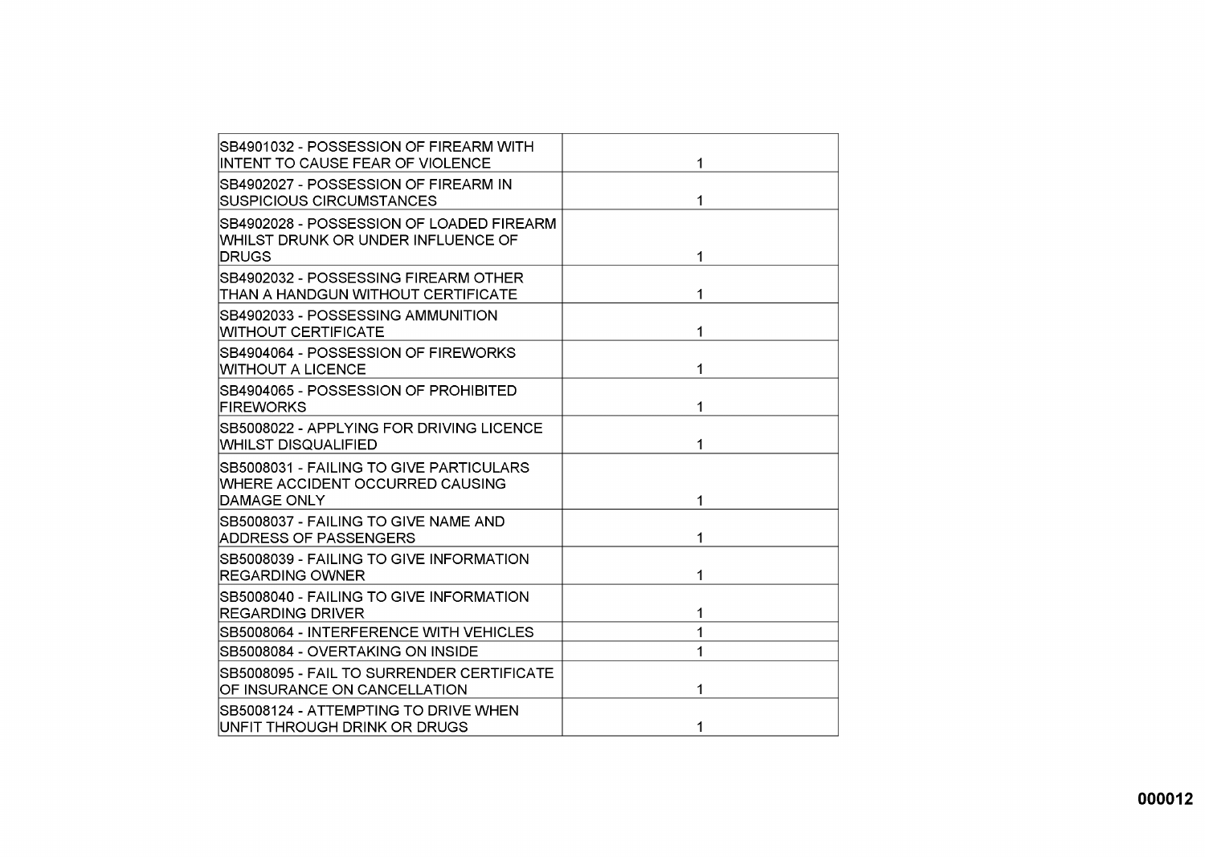| | |
|---|---|
| SB4901032 - POSSESSION OF FIREARM WITH INTENT TO CAUSE FEAR OF VIOLENCE | 1 |
| SB4902027 - POSSESSION OF FIREARM IN SUSPICIOUS CIRCUMSTANCES | 1 |
| SB4902028 - POSSESSION OF LOADED FIREARM WHILST DRUNK OR UNDER INFLUENCE OF DRUGS | 1 |
| SB4902032 - POSSESSING FIREARM OTHER THAN A HANDGUN WITHOUT CERTIFICATE | 1 |
| SB4902033 - POSSESSING AMMUNITION WITHOUT CERTIFICATE | 1 |
| SB4904064 - POSSESSION OF FIREWORKS WITHOUT A LICENCE | 1 |
| SB4904065 - POSSESSION OF PROHIBITED FIREWORKS | 1 |
| SB5008022 - APPLYING FOR DRIVING LICENCE WHILST DISQUALIFIED | 1 |
| SB5008031 - FAILING TO GIVE PARTICULARS WHERE ACCIDENT OCCURRED CAUSING DAMAGE ONLY | 1 |
| SB5008037 - FAILING TO GIVE NAME AND ADDRESS OF PASSENGERS | 1 |
| SB5008039 - FAILING TO GIVE INFORMATION REGARDING OWNER | 1 |
| SB5008040 - FAILING TO GIVE INFORMATION REGARDING DRIVER | 1 |
| SB5008064 - INTERFERENCE WITH VEHICLES | 1 |
| SB5008084 - OVERTAKING ON INSIDE | 1 |
| SB5008095 - FAIL TO SURRENDER CERTIFICATE OF INSURANCE ON CANCELLATION | 1 |
| SB5008124 - ATTEMPTING TO DRIVE WHEN UNFIT THROUGH DRINK OR DRUGS | 1 |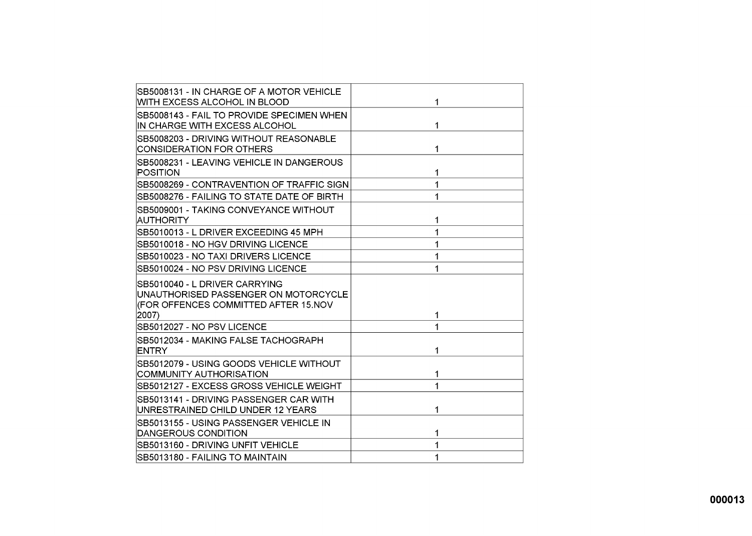| | |
|---|---|
| SB5008131 - IN CHARGE OF A MOTOR VEHICLE WITH EXCESS ALCOHOL IN BLOOD | 1 |
| SB5008143 - FAIL TO PROVIDE SPECIMEN WHEN IN CHARGE WITH EXCESS ALCOHOL | 1 |
| SB5008203 - DRIVING WITHOUT REASONABLE CONSIDERATION FOR OTHERS | 1 |
| SB5008231 - LEAVING VEHICLE IN DANGEROUS POSITION | 1 |
| SB5008269 - CONTRAVENTION OF TRAFFIC SIGN | 1 |
| SB5008276 - FAILING TO STATE DATE OF BIRTH | 1 |
| SB5009001 - TAKING CONVEYANCE WITHOUT AUTHORITY | 1 |
| SB5010013 - L DRIVER EXCEEDING 45 MPH | 1 |
| SB5010018 - NO HGV DRIVING LICENCE | 1 |
| SB5010023 - NO TAXI DRIVERS LICENCE | 1 |
| SB5010024 - NO PSV DRIVING LICENCE | 1 |
| SB5010040 - L DRIVER CARRYING UNAUTHORISED PASSENGER ON MOTORCYCLE (FOR OFFENCES COMMITTED AFTER 15.NOV 2007) | 1 |
| SB5012027 - NO PSV LICENCE | 1 |
| SB5012034 - MAKING FALSE TACHOGRAPH ENTRY | 1 |
| SB5012079 - USING GOODS VEHICLE WITHOUT COMMUNITY AUTHORISATION | 1 |
| SB5012127 - EXCESS GROSS VEHICLE WEIGHT | 1 |
| SB5013141 - DRIVING PASSENGER CAR WITH UNRESTRAINED CHILD UNDER 12 YEARS | 1 |
| SB5013155 - USING PASSENGER VEHICLE IN DANGEROUS CONDITION | 1 |
| SB5013160 - DRIVING UNFIT VEHICLE | 1 |
| SB5013180 - FAILING TO MAINTAIN | 1 |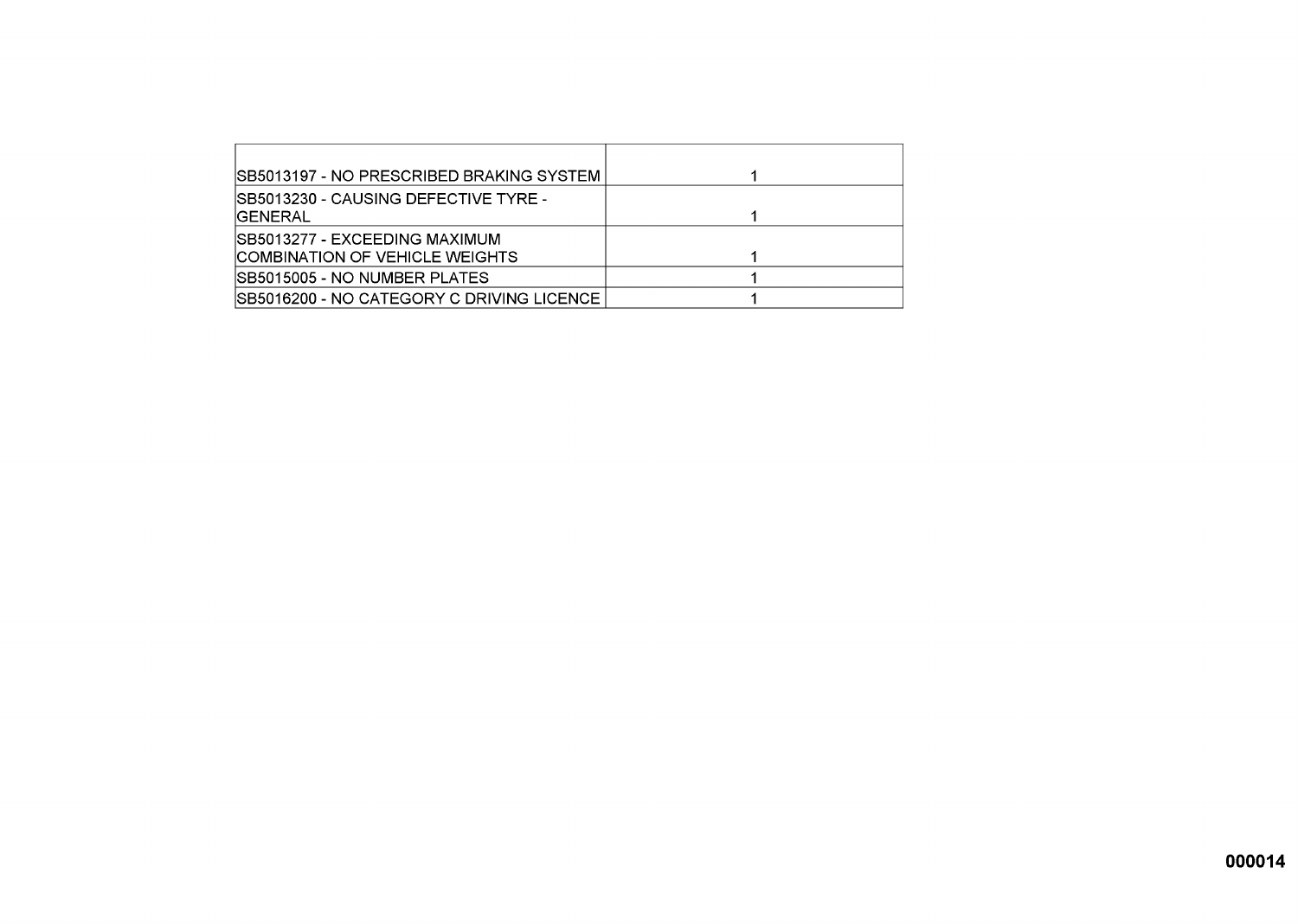| | |
|---|---|
| SB5013197 - NO PRESCRIBED BRAKING SYSTEM | 1 |
| SB5013230 - CAUSING DEFECTIVE TYRE - GENERAL | 1 |
| SB5013277 - EXCEEDING MAXIMUM COMBINATION OF VEHICLE WEIGHTS | 1 |
| SB5015005 - NO NUMBER PLATES | 1 |
| SB5016200 - NO CATEGORY C DRIVING LICENCE | 1 |